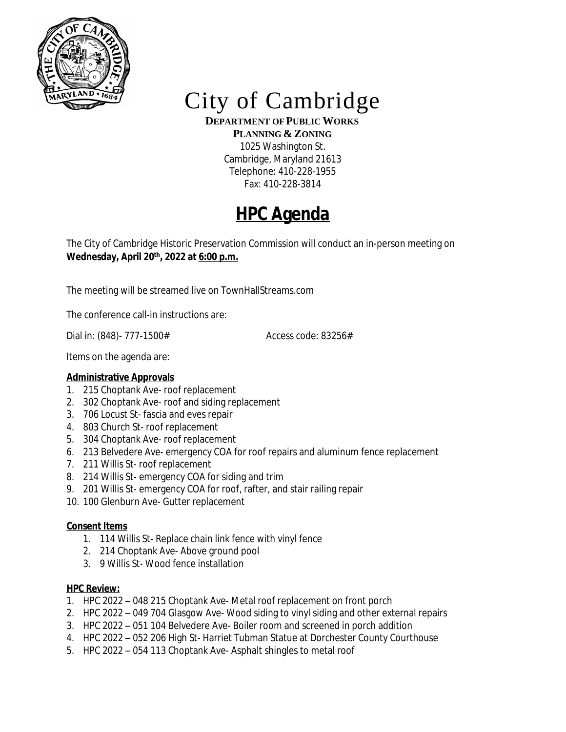# City of Cambridge

**DEPARTMENT OF PUBLIC WORKS**
**PLANNING & ZONING**
1025 Washington St.
Cambridge, Maryland 21613
Telephone: 410-228-1955
Fax: 410-228-3814

## HPC Agenda

The City of Cambridge Historic Preservation Commission will conduct an in-person meeting on **Wednesday, April 20th, 2022 at 6:00 p.m.**

The meeting will be streamed live on TownHallStreams.com

The conference call-in instructions are:

Dial in: (848)- 777-1500# Access code: 83256#

Items on the agenda are:

**Administrative Approvals**

1. 215 Choptank Ave- roof replacement
2. 302 Choptank Ave- roof and siding replacement
3. 706 Locust St- fascia and eves repair
4. 803 Church St- roof replacement
5. 304 Choptank Ave- roof replacement
6. 213 Belvedere Ave- emergency COA for roof repairs and aluminum fence replacement
7. 211 Willis St- roof replacement
8. 214 Willis St- emergency COA for siding and trim
9. 201 Willis St- emergency COA for roof, rafter, and stair railing repair
10. 100 Glenburn Ave- Gutter replacement

**Consent Items**

1. 114 Willis St- Replace chain link fence with vinyl fence
2. 214 Choptank Ave- Above ground pool
3. 9 Willis St- Wood fence installation

**HPC Review:**

1. HPC 2022 – 048 215 Choptank Ave- Metal roof replacement on front porch
2. HPC 2022 – 049 704 Glasgow Ave- Wood siding to vinyl siding and other external repairs
3. HPC 2022 – 051 104 Belvedere Ave- Boiler room and screened in porch addition
4. HPC 2022 – 052 206 High St- Harriet Tubman Statue at Dorchester County Courthouse
5. HPC 2022 – 054 113 Choptank Ave- Asphalt shingles to metal roof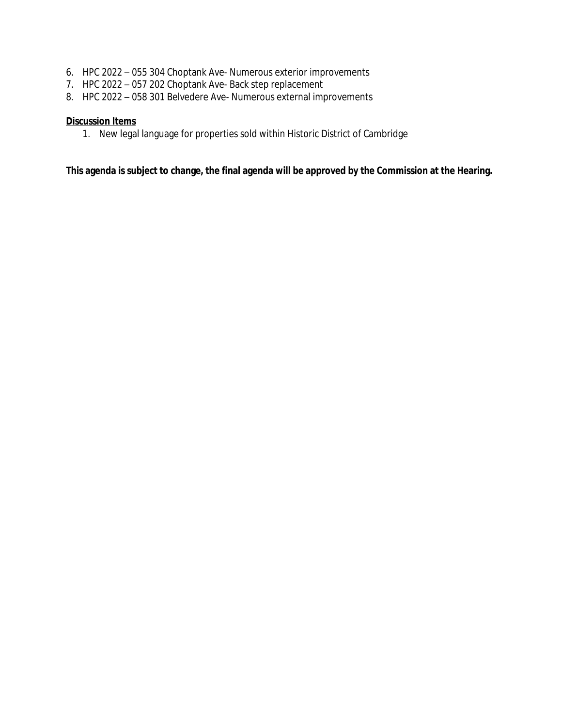6. HPC 2022 – 055 304 Choptank Ave- Numerous exterior improvements
7. HPC 2022 – 057 202 Choptank Ave- Back step replacement
8. HPC 2022 – 058 301 Belvedere Ave- Numerous external improvements

**Discussion Items**

1. New legal language for properties sold within Historic District of Cambridge

**This agenda is subject to change, the final agenda will be approved by the Commission at the Hearing.**